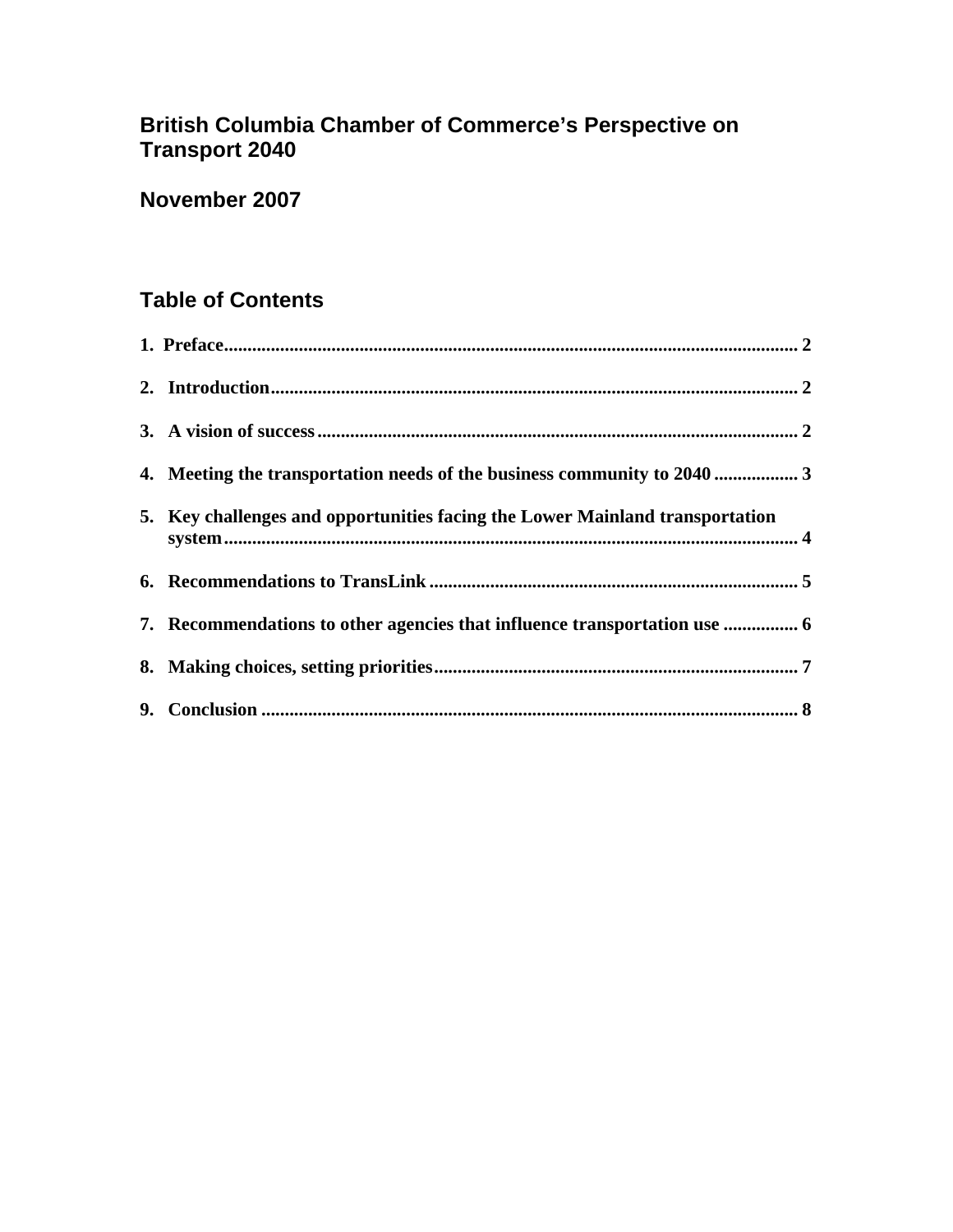# British Columbia Chamber of Commerce's Perspective on Transport 2040

## November 2007

## Table of Contents

1. Preface........................................................................................................................ 2
2. Introduction................................................................................................................ 2
3. A vision of success...................................................................................................... 2
4. Meeting the transportation needs of the business community to 2040 .................. 3
5. Key challenges and opportunities facing the Lower Mainland transportation system.......................................................................................................................... 4
6. Recommendations to TransLink .............................................................................. 5
7. Recommendations to other agencies that influence transportation use ................ 6
8. Making choices, setting priorities............................................................................. 7
9. Conclusion .................................................................................................................. 8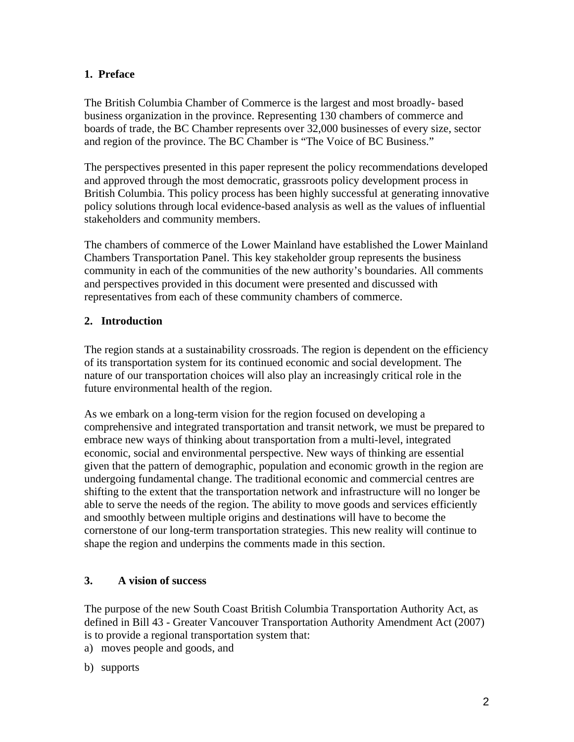## 1. Preface

The British Columbia Chamber of Commerce is the largest and most broadly- based business organization in the province. Representing 130 chambers of commerce and boards of trade, the BC Chamber represents over 32,000 businesses of every size, sector and region of the province. The BC Chamber is "The Voice of BC Business."

The perspectives presented in this paper represent the policy recommendations developed and approved through the most democratic, grassroots policy development process in British Columbia. This policy process has been highly successful at generating innovative policy solutions through local evidence-based analysis as well as the values of influential stakeholders and community members.

The chambers of commerce of the Lower Mainland have established the Lower Mainland Chambers Transportation Panel. This key stakeholder group represents the business community in each of the communities of the new authority's boundaries. All comments and perspectives provided in this document were presented and discussed with representatives from each of these community chambers of commerce.

## 2. Introduction

The region stands at a sustainability crossroads. The region is dependent on the efficiency of its transportation system for its continued economic and social development. The nature of our transportation choices will also play an increasingly critical role in the future environmental health of the region.

As we embark on a long-term vision for the region focused on developing a comprehensive and integrated transportation and transit network, we must be prepared to embrace new ways of thinking about transportation from a multi-level, integrated economic, social and environmental perspective. New ways of thinking are essential given that the pattern of demographic, population and economic growth in the region are undergoing fundamental change. The traditional economic and commercial centres are shifting to the extent that the transportation network and infrastructure will no longer be able to serve the needs of the region. The ability to move goods and services efficiently and smoothly between multiple origins and destinations will have to become the cornerstone of our long-term transportation strategies. This new reality will continue to shape the region and underpins the comments made in this section.

## 3. A vision of success

The purpose of the new South Coast British Columbia Transportation Authority Act, as defined in Bill 43 - Greater Vancouver Transportation Authority Amendment Act (2007) is to provide a regional transportation system that:

a) moves people and goods, and

b) supports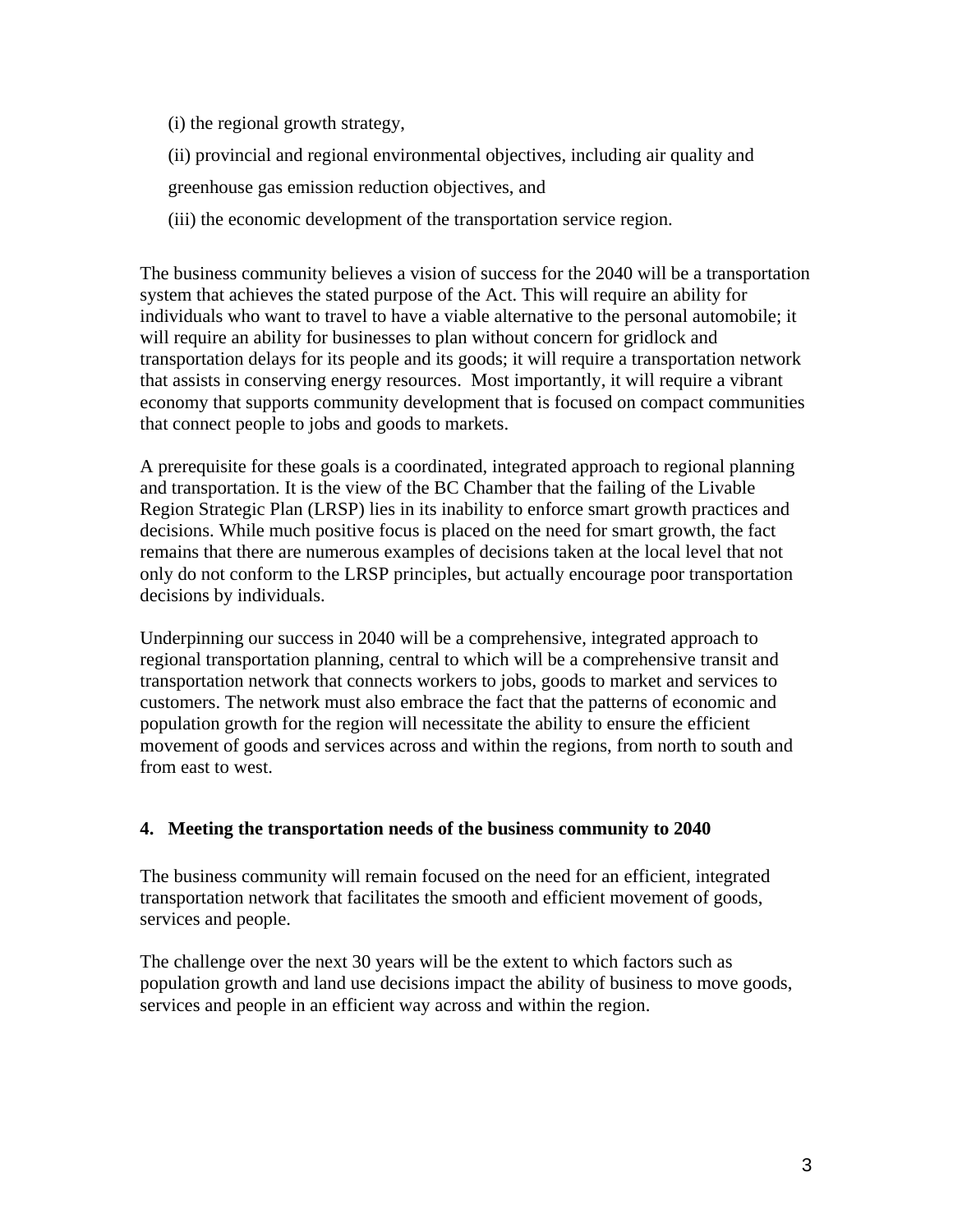(i) the regional growth strategy,

(ii) provincial and regional environmental objectives, including air quality and greenhouse gas emission reduction objectives, and

(iii) the economic development of the transportation service region.

The business community believes a vision of success for the 2040 will be a transportation system that achieves the stated purpose of the Act. This will require an ability for individuals who want to travel to have a viable alternative to the personal automobile; it will require an ability for businesses to plan without concern for gridlock and transportation delays for its people and its goods; it will require a transportation network that assists in conserving energy resources. Most importantly, it will require a vibrant economy that supports community development that is focused on compact communities that connect people to jobs and goods to markets.

A prerequisite for these goals is a coordinated, integrated approach to regional planning and transportation. It is the view of the BC Chamber that the failing of the Livable Region Strategic Plan (LRSP) lies in its inability to enforce smart growth practices and decisions. While much positive focus is placed on the need for smart growth, the fact remains that there are numerous examples of decisions taken at the local level that not only do not conform to the LRSP principles, but actually encourage poor transportation decisions by individuals.

Underpinning our success in 2040 will be a comprehensive, integrated approach to regional transportation planning, central to which will be a comprehensive transit and transportation network that connects workers to jobs, goods to market and services to customers. The network must also embrace the fact that the patterns of economic and population growth for the region will necessitate the ability to ensure the efficient movement of goods and services across and within the regions, from north to south and from east to west.

## 4. Meeting the transportation needs of the business community to 2040

The business community will remain focused on the need for an efficient, integrated transportation network that facilitates the smooth and efficient movement of goods, services and people.

The challenge over the next 30 years will be the extent to which factors such as population growth and land use decisions impact the ability of business to move goods, services and people in an efficient way across and within the region.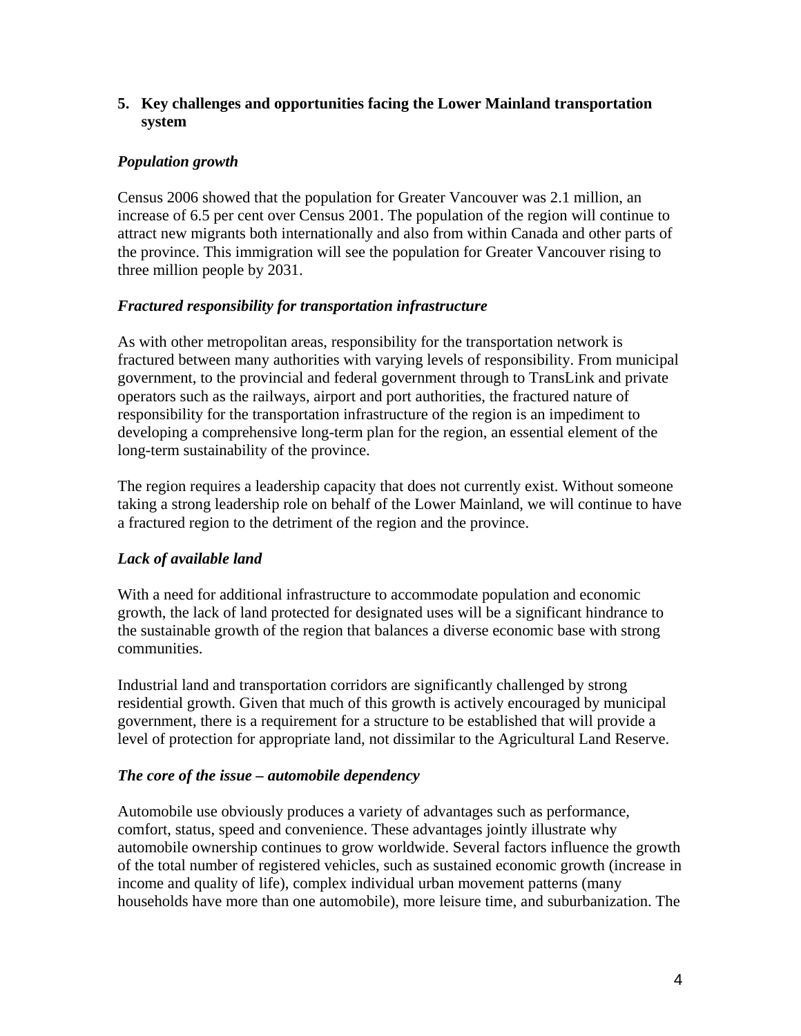## 5. Key challenges and opportunities facing the Lower Mainland transportation system

### *Population growth*

Census 2006 showed that the population for Greater Vancouver was 2.1 million, an increase of 6.5 per cent over Census 2001. The population of the region will continue to attract new migrants both internationally and also from within Canada and other parts of the province. This immigration will see the population for Greater Vancouver rising to three million people by 2031.

### *Fractured responsibility for transportation infrastructure*

As with other metropolitan areas, responsibility for the transportation network is fractured between many authorities with varying levels of responsibility. From municipal government, to the provincial and federal government through to TransLink and private operators such as the railways, airport and port authorities, the fractured nature of responsibility for the transportation infrastructure of the region is an impediment to developing a comprehensive long-term plan for the region, an essential element of the long-term sustainability of the province.

The region requires a leadership capacity that does not currently exist. Without someone taking a strong leadership role on behalf of the Lower Mainland, we will continue to have a fractured region to the detriment of the region and the province.

### *Lack of available land*

With a need for additional infrastructure to accommodate population and economic growth, the lack of land protected for designated uses will be a significant hindrance to the sustainable growth of the region that balances a diverse economic base with strong communities.

Industrial land and transportation corridors are significantly challenged by strong residential growth. Given that much of this growth is actively encouraged by municipal government, there is a requirement for a structure to be established that will provide a level of protection for appropriate land, not dissimilar to the Agricultural Land Reserve.

### *The core of the issue – automobile dependency*

Automobile use obviously produces a variety of advantages such as performance, comfort, status, speed and convenience. These advantages jointly illustrate why automobile ownership continues to grow worldwide. Several factors influence the growth of the total number of registered vehicles, such as sustained economic growth (increase in income and quality of life), complex individual urban movement patterns (many households have more than one automobile), more leisure time, and suburbanization. The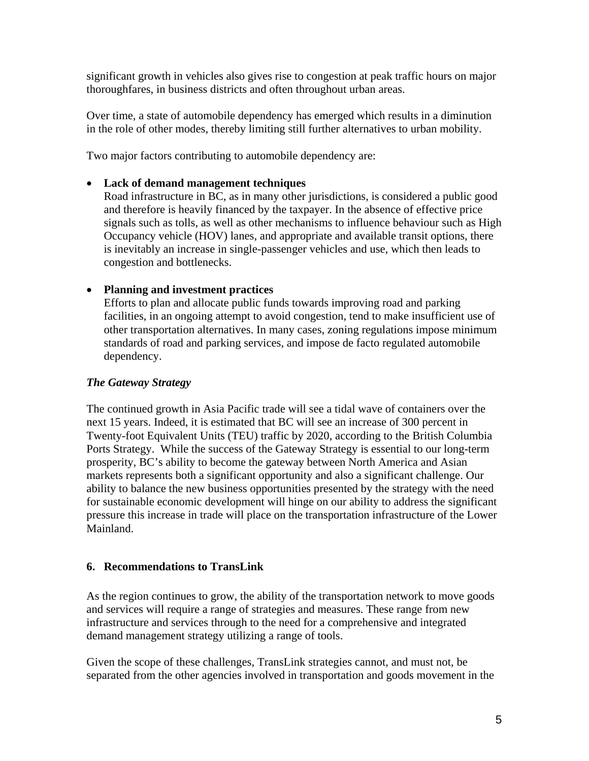significant growth in vehicles also gives rise to congestion at peak traffic hours on major thoroughfares, in business districts and often throughout urban areas.

Over time, a state of automobile dependency has emerged which results in a diminution in the role of other modes, thereby limiting still further alternatives to urban mobility.

Two major factors contributing to automobile dependency are:

- **Lack of demand management techniques**
  Road infrastructure in BC, as in many other jurisdictions, is considered a public good and therefore is heavily financed by the taxpayer. In the absence of effective price signals such as tolls, as well as other mechanisms to influence behaviour such as High Occupancy vehicle (HOV) lanes, and appropriate and available transit options, there is inevitably an increase in single-passenger vehicles and use, which then leads to congestion and bottlenecks.

- **Planning and investment practices**
  Efforts to plan and allocate public funds towards improving road and parking facilities, in an ongoing attempt to avoid congestion, tend to make insufficient use of other transportation alternatives. In many cases, zoning regulations impose minimum standards of road and parking services, and impose de facto regulated automobile dependency.

***The Gateway Strategy***

The continued growth in Asia Pacific trade will see a tidal wave of containers over the next 15 years. Indeed, it is estimated that BC will see an increase of 300 percent in Twenty-foot Equivalent Units (TEU) traffic by 2020, according to the British Columbia Ports Strategy. While the success of the Gateway Strategy is essential to our long-term prosperity, BC's ability to become the gateway between North America and Asian markets represents both a significant opportunity and also a significant challenge. Our ability to balance the new business opportunities presented by the strategy with the need for sustainable economic development will hinge on our ability to address the significant pressure this increase in trade will place on the transportation infrastructure of the Lower Mainland.

## 6. Recommendations to TransLink

As the region continues to grow, the ability of the transportation network to move goods and services will require a range of strategies and measures. These range from new infrastructure and services through to the need for a comprehensive and integrated demand management strategy utilizing a range of tools.

Given the scope of these challenges, TransLink strategies cannot, and must not, be separated from the other agencies involved in transportation and goods movement in the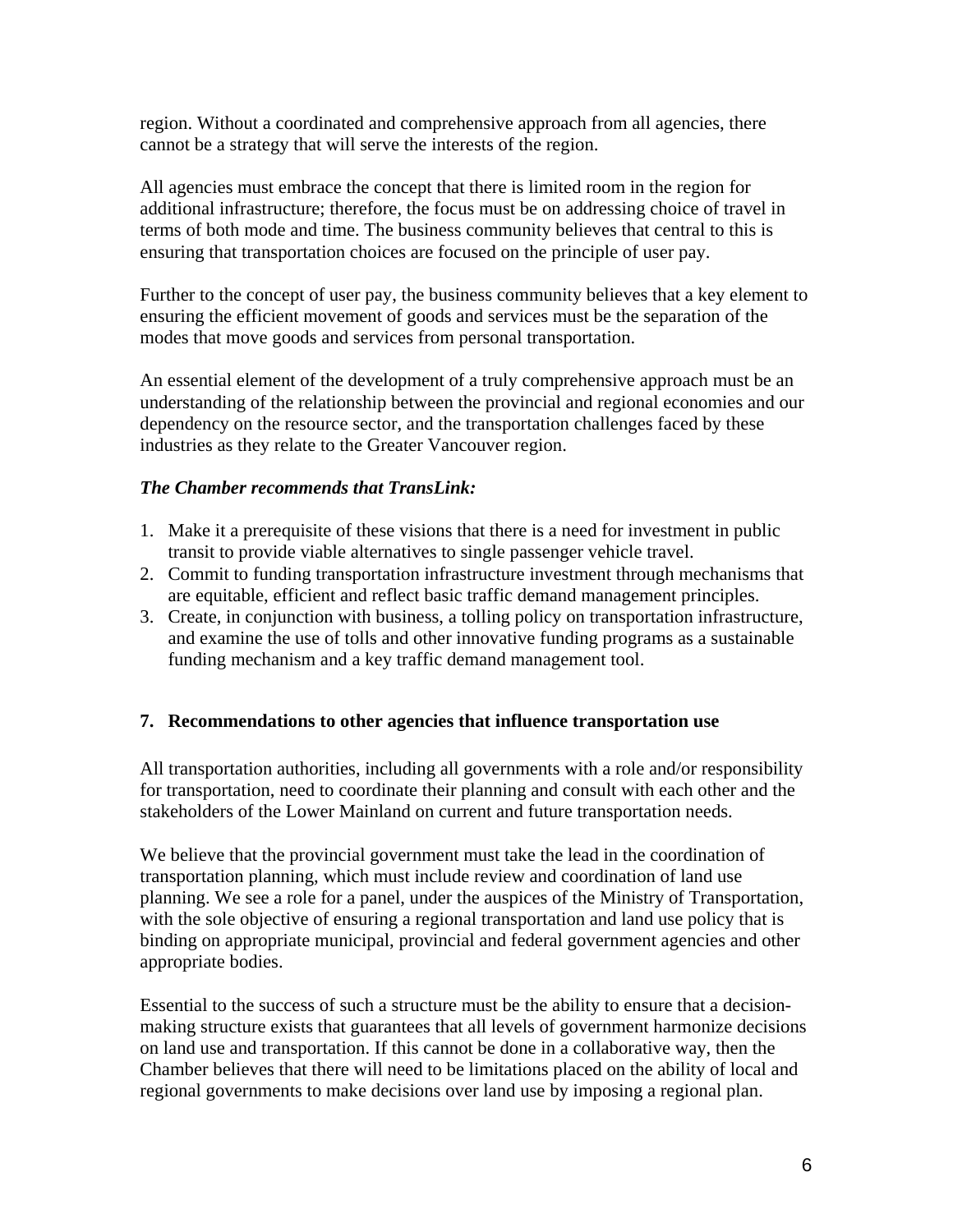region. Without a coordinated and comprehensive approach from all agencies, there cannot be a strategy that will serve the interests of the region.

All agencies must embrace the concept that there is limited room in the region for additional infrastructure; therefore, the focus must be on addressing choice of travel in terms of both mode and time. The business community believes that central to this is ensuring that transportation choices are focused on the principle of user pay.

Further to the concept of user pay, the business community believes that a key element to ensuring the efficient movement of goods and services must be the separation of the modes that move goods and services from personal transportation.

An essential element of the development of a truly comprehensive approach must be an understanding of the relationship between the provincial and regional economies and our dependency on the resource sector, and the transportation challenges faced by these industries as they relate to the Greater Vancouver region.

***The Chamber recommends that TransLink:***

1. Make it a prerequisite of these visions that there is a need for investment in public transit to provide viable alternatives to single passenger vehicle travel.
2. Commit to funding transportation infrastructure investment through mechanisms that are equitable, efficient and reflect basic traffic demand management principles.
3. Create, in conjunction with business, a tolling policy on transportation infrastructure, and examine the use of tolls and other innovative funding programs as a sustainable funding mechanism and a key traffic demand management tool.

## 7. Recommendations to other agencies that influence transportation use

All transportation authorities, including all governments with a role and/or responsibility for transportation, need to coordinate their planning and consult with each other and the stakeholders of the Lower Mainland on current and future transportation needs.

We believe that the provincial government must take the lead in the coordination of transportation planning, which must include review and coordination of land use planning. We see a role for a panel, under the auspices of the Ministry of Transportation, with the sole objective of ensuring a regional transportation and land use policy that is binding on appropriate municipal, provincial and federal government agencies and other appropriate bodies.

Essential to the success of such a structure must be the ability to ensure that a decision-making structure exists that guarantees that all levels of government harmonize decisions on land use and transportation. If this cannot be done in a collaborative way, then the Chamber believes that there will need to be limitations placed on the ability of local and regional governments to make decisions over land use by imposing a regional plan.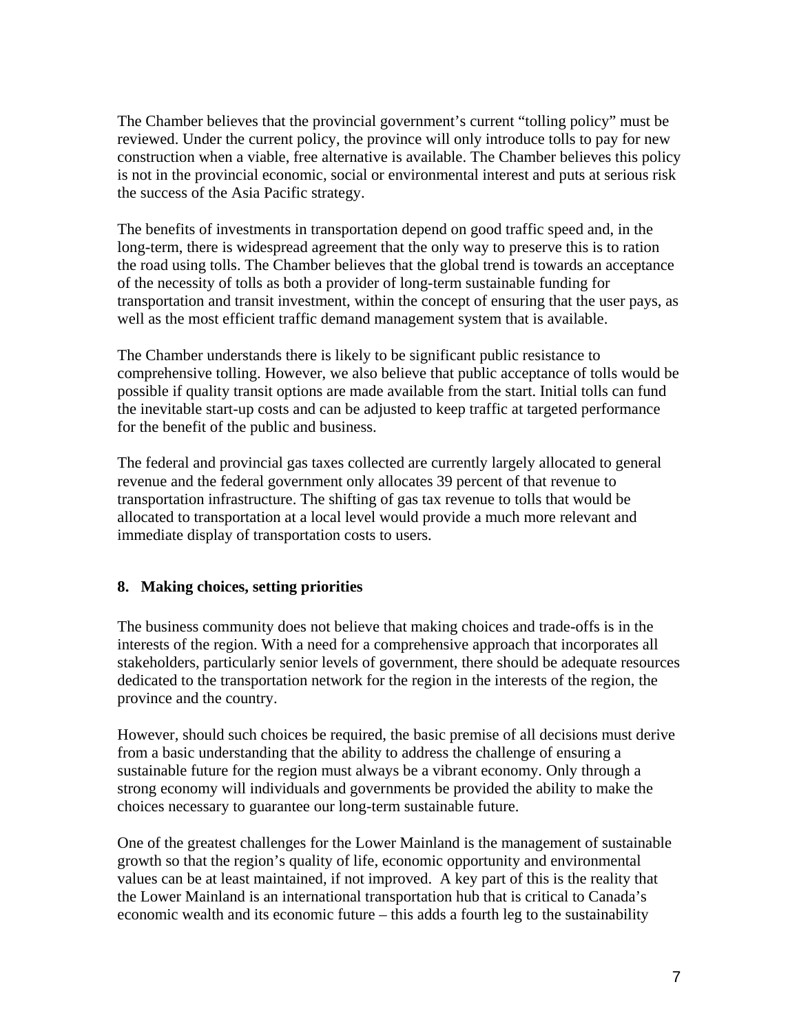The Chamber believes that the provincial government's current "tolling policy" must be reviewed. Under the current policy, the province will only introduce tolls to pay for new construction when a viable, free alternative is available. The Chamber believes this policy is not in the provincial economic, social or environmental interest and puts at serious risk the success of the Asia Pacific strategy.

The benefits of investments in transportation depend on good traffic speed and, in the long-term, there is widespread agreement that the only way to preserve this is to ration the road using tolls. The Chamber believes that the global trend is towards an acceptance of the necessity of tolls as both a provider of long-term sustainable funding for transportation and transit investment, within the concept of ensuring that the user pays, as well as the most efficient traffic demand management system that is available.

The Chamber understands there is likely to be significant public resistance to comprehensive tolling. However, we also believe that public acceptance of tolls would be possible if quality transit options are made available from the start. Initial tolls can fund the inevitable start-up costs and can be adjusted to keep traffic at targeted performance for the benefit of the public and business.

The federal and provincial gas taxes collected are currently largely allocated to general revenue and the federal government only allocates 39 percent of that revenue to transportation infrastructure. The shifting of gas tax revenue to tolls that would be allocated to transportation at a local level would provide a much more relevant and immediate display of transportation costs to users.

## 8. Making choices, setting priorities

The business community does not believe that making choices and trade-offs is in the interests of the region. With a need for a comprehensive approach that incorporates all stakeholders, particularly senior levels of government, there should be adequate resources dedicated to the transportation network for the region in the interests of the region, the province and the country.

However, should such choices be required, the basic premise of all decisions must derive from a basic understanding that the ability to address the challenge of ensuring a sustainable future for the region must always be a vibrant economy. Only through a strong economy will individuals and governments be provided the ability to make the choices necessary to guarantee our long-term sustainable future.

One of the greatest challenges for the Lower Mainland is the management of sustainable growth so that the region's quality of life, economic opportunity and environmental values can be at least maintained, if not improved. A key part of this is the reality that the Lower Mainland is an international transportation hub that is critical to Canada's economic wealth and its economic future – this adds a fourth leg to the sustainability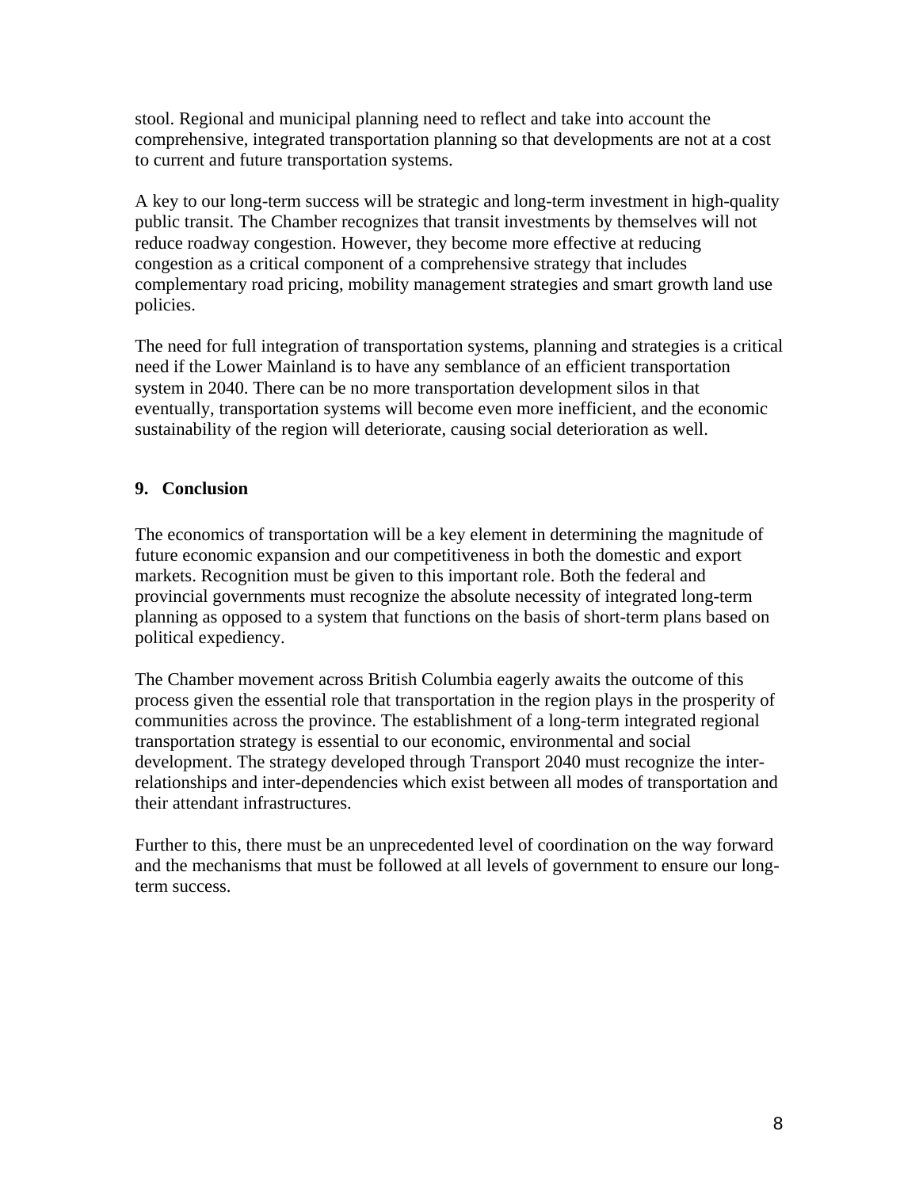stool. Regional and municipal planning need to reflect and take into account the comprehensive, integrated transportation planning so that developments are not at a cost to current and future transportation systems.

A key to our long-term success will be strategic and long-term investment in high-quality public transit. The Chamber recognizes that transit investments by themselves will not reduce roadway congestion. However, they become more effective at reducing congestion as a critical component of a comprehensive strategy that includes complementary road pricing, mobility management strategies and smart growth land use policies.

The need for full integration of transportation systems, planning and strategies is a critical need if the Lower Mainland is to have any semblance of an efficient transportation system in 2040. There can be no more transportation development silos in that eventually, transportation systems will become even more inefficient, and the economic sustainability of the region will deteriorate, causing social deterioration as well.

## 9. Conclusion

The economics of transportation will be a key element in determining the magnitude of future economic expansion and our competitiveness in both the domestic and export markets. Recognition must be given to this important role. Both the federal and provincial governments must recognize the absolute necessity of integrated long-term planning as opposed to a system that functions on the basis of short-term plans based on political expediency.

The Chamber movement across British Columbia eagerly awaits the outcome of this process given the essential role that transportation in the region plays in the prosperity of communities across the province. The establishment of a long-term integrated regional transportation strategy is essential to our economic, environmental and social development. The strategy developed through Transport 2040 must recognize the inter-relationships and inter-dependencies which exist between all modes of transportation and their attendant infrastructures.

Further to this, there must be an unprecedented level of coordination on the way forward and the mechanisms that must be followed at all levels of government to ensure our long-term success.